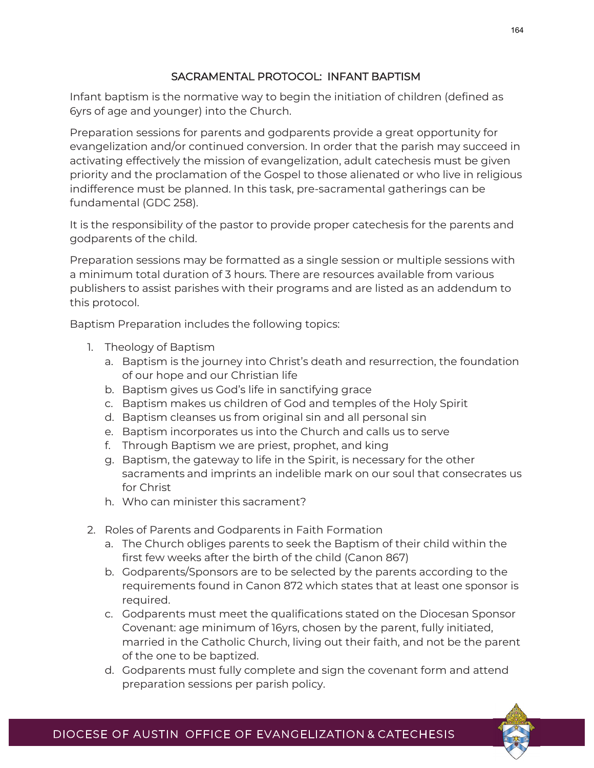## SACRAMENTAL PROTOCOL: INFANT BAPTISM

Infant baptism is the normative way to begin the initiation of children (defined as 6yrs of age and younger) into the Church.

Preparation sessions for parents and godparents provide a great opportunity for evangelization and/or continued conversion. In order that the parish may succeed in activating effectively the mission of evangelization, adult catechesis must be given priority and the proclamation of the Gospel to those alienated or who live in religious indifference must be planned. In this task, pre-sacramental gatherings can be fundamental (GDC 258).

It is the responsibility of the pastor to provide proper catechesis for the parents and godparents of the child.

Preparation sessions may be formatted as a single session or multiple sessions with a minimum total duration of 3 hours. There are resources available from various publishers to assist parishes with their programs and are listed as an addendum to this protocol.

Baptism Preparation includes the following topics:

1. Theology of Baptism
   a. Baptism is the journey into Christ's death and resurrection, the foundation of our hope and our Christian life
   b. Baptism gives us God's life in sanctifying grace
   c. Baptism makes us children of God and temples of the Holy Spirit
   d. Baptism cleanses us from original sin and all personal sin
   e. Baptism incorporates us into the Church and calls us to serve
   f. Through Baptism we are priest, prophet, and king
   g. Baptism, the gateway to life in the Spirit, is necessary for the other sacraments and imprints an indelible mark on our soul that consecrates us for Christ
   h. Who can minister this sacrament?

2. Roles of Parents and Godparents in Faith Formation
   a. The Church obliges parents to seek the Baptism of their child within the first few weeks after the birth of the child (Canon 867)
   b. Godparents/Sponsors are to be selected by the parents according to the requirements found in Canon 872 which states that at least one sponsor is required.
   c. Godparents must meet the qualifications stated on the Diocesan Sponsor Covenant: age minimum of 16yrs, chosen by the parent, fully initiated, married in the Catholic Church, living out their faith, and not be the parent of the one to be baptized.
   d. Godparents must fully complete and sign the covenant form and attend preparation sessions per parish policy.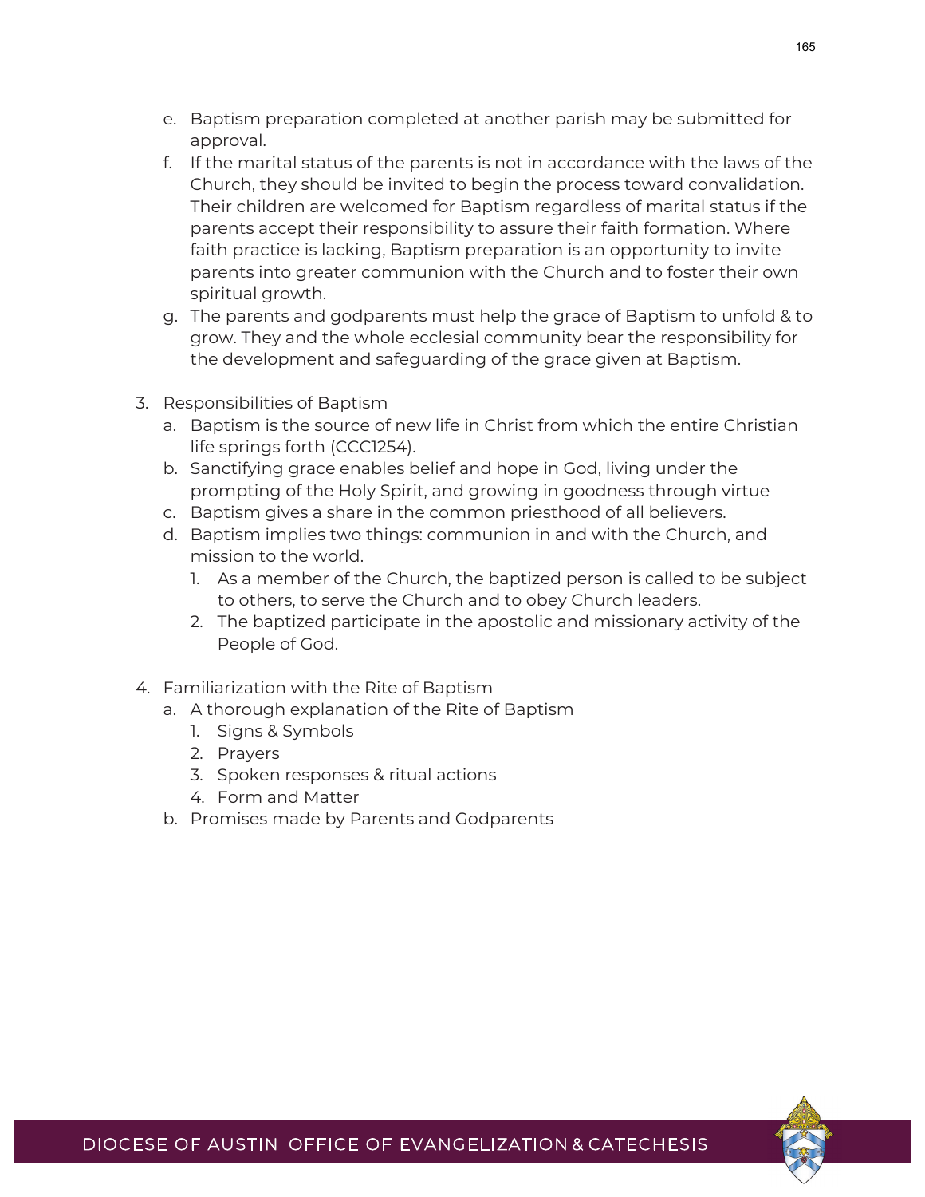e. Baptism preparation completed at another parish may be submitted for approval.
   f. If the marital status of the parents is not in accordance with the laws of the Church, they should be invited to begin the process toward convalidation. Their children are welcomed for Baptism regardless of marital status if the parents accept their responsibility to assure their faith formation. Where faith practice is lacking, Baptism preparation is an opportunity to invite parents into greater communion with the Church and to foster their own spiritual growth.
   g. The parents and godparents must help the grace of Baptism to unfold & to grow. They and the whole ecclesial community bear the responsibility for the development and safeguarding of the grace given at Baptism.

3. Responsibilities of Baptism
   a. Baptism is the source of new life in Christ from which the entire Christian life springs forth (CCC1254).
   b. Sanctifying grace enables belief and hope in God, living under the prompting of the Holy Spirit, and growing in goodness through virtue
   c. Baptism gives a share in the common priesthood of all believers.
   d. Baptism implies two things: communion in and with the Church, and mission to the world.
      1. As a member of the Church, the baptized person is called to be subject to others, to serve the Church and to obey Church leaders.
      2. The baptized participate in the apostolic and missionary activity of the People of God.

4. Familiarization with the Rite of Baptism
   a. A thorough explanation of the Rite of Baptism
      1. Signs & Symbols
      2. Prayers
      3. Spoken responses & ritual actions
      4. Form and Matter
   b. Promises made by Parents and Godparents